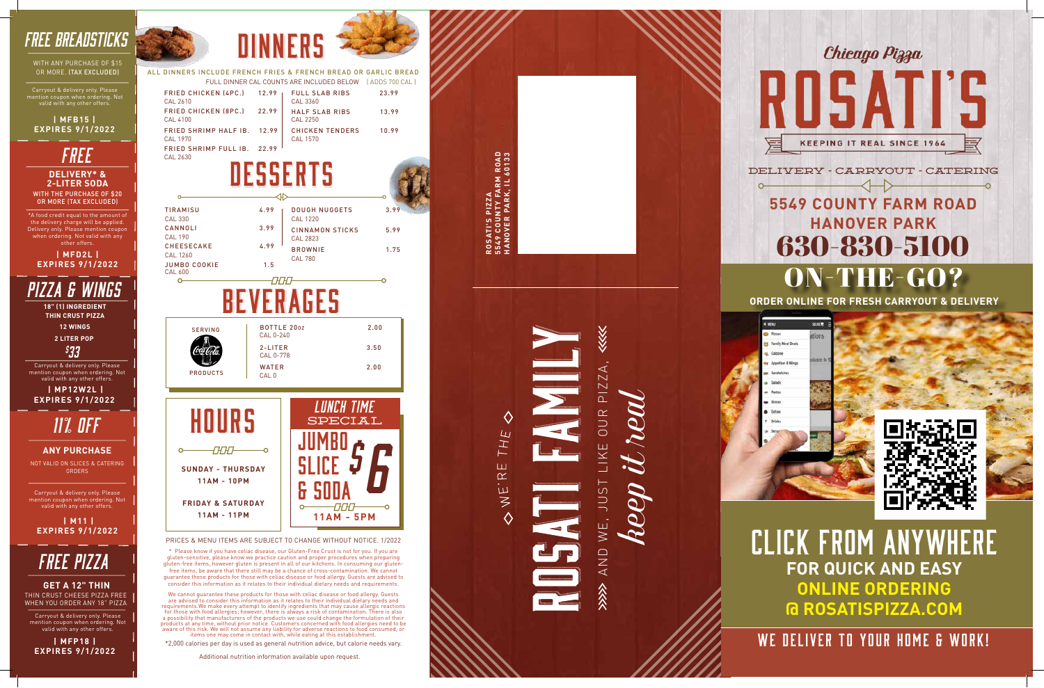## FREE BREADSTICKS

WITH ANY PURCHASE OF $15 OR MORE. (TAX EXCLUDED)

Carryout & delivery only. Please mention coupon when ordering. Not valid with any other offers.

**| MFB15 |**
**EXPIRES 9/1/2022**

## FREE

**DELIVERY* & 2-LITER SODA**

WITH THE PURCHASE OF $20 OR MORE (TAX EXCLUDED)

*A food credit equal to the amount of the delivery charge will be applied. Delivery only. Please mention coupon when ordering. Not valid with any other offers.

**| MFD2L |**
**EXPIRES 9/1/2022**

## PIZZA & WINGS

**18" (1) INGREDIENT THIN CRUST PIZZA**

**12 WINGS**

**2 LITER POP**

**$33**

Carryout & delivery only. Please mention coupon when ordering. Not valid with any other offers.

**| MP12W2L |**
**EXPIRES 9/1/2022**

## 11% OFF

**ANY PURCHASE**

NOT VALID ON SLICES & CATERING ORDERS

Carryout & delivery only. Please mention coupon when ordering. Not valid with any other offers.

**| M11 |**
**EXPIRES 9/1/2022**

## FREE PIZZA

**GET A 12" THIN**

THIN CRUST CHEESE PIZZA FREE WHEN YOU ORDER ANY 18" PIZZA

Carryout & delivery only. Please mention coupon when ordering. Not valid with any other offers.

**| MFP18 |**
**EXPIRES 9/1/2022**

# DINNERS

ALL DINNERS INCLUDE FRENCH FRIES & FRENCH BREAD OR GARLIC BREAD

FULL DINNER CAL COUNTS ARE INCLUDED BELOW (ADDS 700 CAL)

| Item | Price |
|---|---|
| FRIED CHICKEN (4PC.) CAL 2610 | 12.99 |
| FRIED CHICKEN (8PC.) CAL 4100 | 22.99 |
| FRIED SHRIMP HALF lB. CAL 1970 | 12.99 |
| FRIED SHRIMP FULL lB. CAL 2630 | 22.99 |
| FULL SLAB RIBS CAL 3360 | 23.99 |
| HALF SLAB RIBS CAL 2250 | 13.99 |
| CHICKEN TENDERS CAL 1570 | 10.99 |

# DESSERTS

| Item | Price |
|---|---|
| TIRAMISU CAL 330 | 4.99 |
| CANNOLI CAL 190 | 3.99 |
| CHEESECAKE CAL 1260 | 4.99 |
| JUMBO COOKIE CAL 600 | 1.5 |
| DOUGH NUGGETS CAL 1220 | 3.99 |
| CINNAMON STICKS CAL 2823 | 5.99 |
| BROWNIE CAL 780 | 1.75 |

# BEVERAGES

SERVING Coca-Cola PRODUCTS

| Item | Price |
|---|---|
| BOTTLE 20oz CAL 0-240 | 2.00 |
| 2-LITER CAL 0-778 | 3.50 |
| WATER CAL 0 | 2.00 |

# HOURS

**SUNDAY - THURSDAY**
**11AM - 10PM**

**FRIDAY & SATURDAY**
**11AM - 11PM**

## LUNCH TIME SPECIAL

**JUMBO SLICE & SODA $6**

**11AM - 5PM**

PRICES & MENU ITEMS ARE SUBJECT TO CHANGE WITHOUT NOTICE. 1/2022

* Please know if you have celiac disease, our Gluten-Free Crust is not for you. If you are gluten-sensitive, please know we practice caution and proper procedures when preparing gluten-free items, however gluten is present in all of our kitchens. In consuming our gluten-free items, be aware that there still may be a chance of cross-contamination. We cannot guarantee these products for those with celiac disease or food allergy. Guests are advised to consider this information as it relates to their individual dietary needs and requirements.

We cannot guarantee these products for those with celiac disease or food allergy. Guests are advised to consider this information as it relates to their individual dietary needs and requirements.We make every attempt to identify ingredients that may cause allergic reactions for those with food allergies; however, there is always a risk of contamination. There is also a possibility that manufacturers of the products we use could change the formulation of their products at any time, without prior notice. Customers concerned with food allergies need to be aware of this risk. We will not assume any liability for adverse reactions to food consumed, or items one may come in contact with, while eating at this establishment.

*2,000 calories per day is used as general nutrition advice, but calorie needs vary.

Additional nutrition information available upon request.

ROSATI'S PIZZA
5549 COUNTY FARM ROAD
HANOVER PARK, IL 60133

WE'RE THE ROSATI FAMILY

AND WE, JUST LIKE OUR PIZZA, *keep it real*

# Chicago Pizza ROSATI'S

KEEPING IT REAL SINCE 1964

DELIVERY - CARRYOUT - CATERING

**5549 COUNTY FARM ROAD**
**HANOVER PARK**

# 630-830-5100

## ON-THE-GO?

**ORDER ONLINE FOR FRESH CARRYOUT & DELIVERY**

## CLICK FROM ANYWHERE

**FOR QUICK AND EASY ONLINE ORDERING @ ROSATISPIZZA.COM**

**WE DELIVER TO YOUR HOME & WORK!**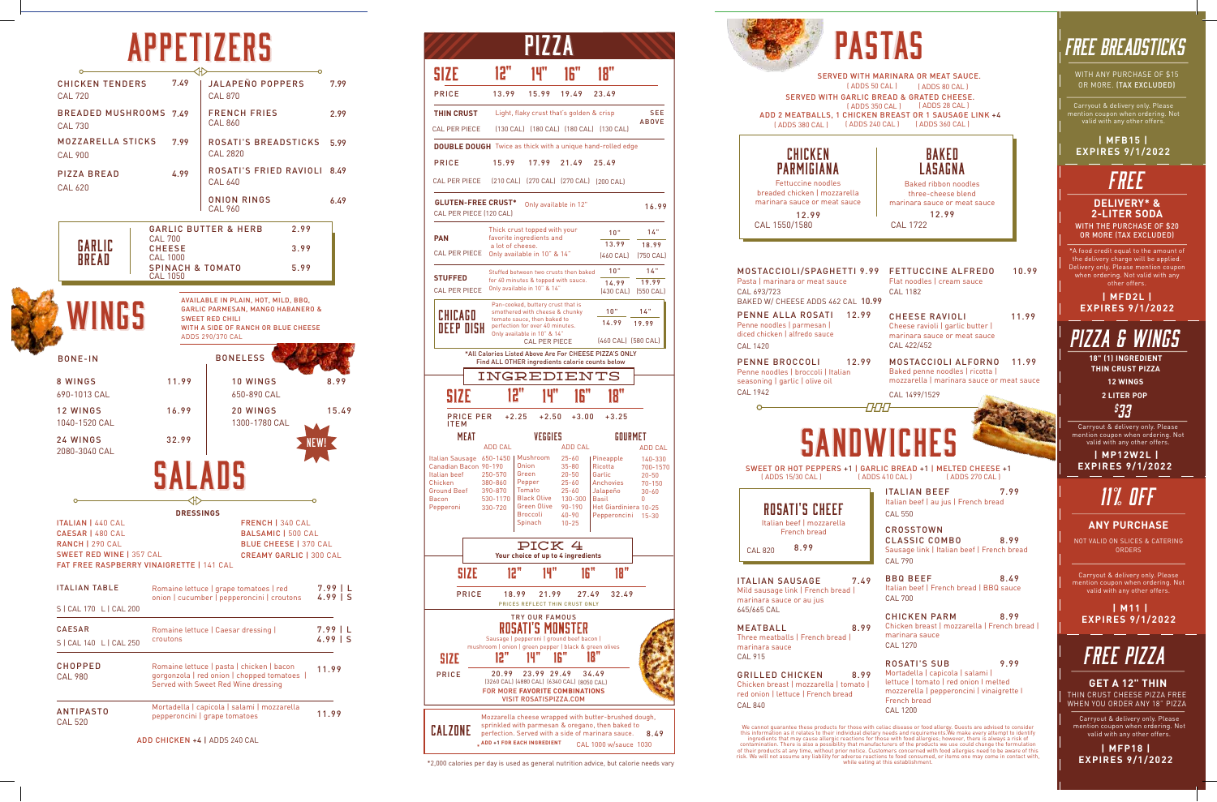# APPETIZERS

| | | |
|---|---|---|
| CHICKEN TENDERS | CAL 720 | 7.49 |
| BREADED MUSHROOMS | CAL 730 | 7.49 |
| MOZZARELLA STICKS | CAL 900 | 7.99 |
| PIZZA BREAD | CAL 620 | 4.99 |
| JALAPEÑO POPPERS | CAL 870 | 7.99 |
| FRENCH FRIES | CAL 860 | 2.99 |
| ROSATI'S BREADSTICKS | CAL 2820 | 5.99 |
| ROSATI'S FRIED RAVIOLI | CAL 640 | 8.49 |
| ONION RINGS | CAL 960 | 6.49 |

## GARLIC BREAD

| | | |
|---|---|---|
| GARLIC BUTTER & HERB | CAL 700 | 2.99 |
| CHEESE | CAL 1000 | 3.99 |
| SPINACH & TOMATO | CAL 1050 | 5.99 |

# WINGS

AVAILABLE IN PLAIN, HOT, MILD, BBQ, GARLIC PARMESAN, MANGO HABANERO & SWEET RED CHILI
WITH A SIDE OF RANCH OR BLUE CHEESE
ADDS 290/370 CAL

| BONE-IN | | |
|---|---|---|
| 8 WINGS | 690-1013 CAL | 11.99 |
| 12 WINGS | 1040-1520 CAL | 16.99 |
| 24 WINGS | 2080-3040 CAL | 32.99 |

| BONELESS | | |
|---|---|---|
| 10 WINGS | 650-890 CAL | 8.99 |
| 20 WINGS | 1300-1780 CAL | 15.49 |

NEW!

# SALADS

**DRESSINGS**

ITALIAN | 440 CAL
CAESAR | 480 CAL
RANCH | 290 CAL
SWEET RED WINE | 357 CAL
FAT FREE RASPBERRY VINAIGRETTE | 141 CAL
FRENCH | 340 CAL
BALSAMIC | 500 CAL
BLUE CHEESE | 370 CAL
CREAMY GARLIC | 300 CAL

| | | |
|---|---|---|
| ITALIAN TABLE<br>S \| CAL 170 L \| CAL 200 | Romaine lettuce \| grape tomatoes \| red onion \| cucumber \| pepperoncini \| croutons | 7.99 \| L<br>4.99 \| S |
| CAESAR<br>S \| CAL 140 L \| CAL 250 | Romaine lettuce \| Caesar dressing \| croutons | 7.99 \| L<br>4.99 \| S |
| CHOPPED<br>CAL 980 | Romaine lettuce \| pasta \| chicken \| bacon gorgonzola \| red onion \| chopped tomatoes \| Served with Sweet Red Wine dressing | 11.99 |
| ANTIPASTO<br>CAL 520 | Mortadella \| capicola \| salami \| mozzarella pepperoncini \| grape tomatoes | 11.99 |

ADD CHICKEN +4 | ADDS 240 CAL

# PIZZA

| SIZE | 12" | 14" | 16" | 18" |
|---|---|---|---|---|
| PRICE | 13.99 | 15.99 | 19.49 | 23.49 |
| **THIN CRUST** Light, flaky crust that's golden & crisp | SEE ABOVE | | | |
| CAL PER PIECE | (130 CAL) | (180 CAL) | (180 CAL) | (130 CAL) |
| **DOUBLE DOUGH** Twice as thick with a unique hand-rolled edge | | | | |
| PRICE | 15.99 | 17.99 | 21.49 | 25.49 |
| CAL PER PIECE | (210 CAL) | (270 CAL) | (270 CAL) | (200 CAL) |

**GLUTEN-FREE CRUST*** Only available in 12" — 16.99
CAL PER PIECE (120 CAL)

| | | 10" | 14" |
|---|---|---|---|
| **PAN** | Thick crust topped with your favorite ingredients and a lot of cheese. | 13.99 | 18.99 |
| CAL PER PIECE | Only available in 10" & 14" | (460 CAL) | (750 CAL) |
| **STUFFED** | Stuffed between two crusts then baked for 40 minutes & topped with sauce. | 14.99 | 19.99 |
| CAL PER PIECE | Only available in 10" & 14" | (430 CAL) | (550 CAL) |
| **CHICAGO DEEP DISH** | Pan-cooked, buttery crust that is smothered with cheese & chunky tomato sauce, then baked to perfection for over 40 minutes. Only available in 10" & 14" | 14.99 | 19.99 |
| | CAL PER PIECE | (460 CAL) | (580 CAL) |

*All Calories Listed Above Are For CHEESE PIZZA'S ONLY
Find ALL OTHER ingredients calorie counts below

## INGREDIENTS

| SIZE | 12" | 14" | 16" | 18" |
|---|---|---|---|---|
| PRICE PER ITEM | +2.25 | +2.50 | +3.00 | +3.25 |

| MEAT | ADD CAL | VEGGIES | ADD CAL | GOURMET | ADD CAL |
|---|---|---|---|---|---|
| Italian Sausage | 650-1450 | Mushroom | 25-60 | Pineapple | 140-330 |
| Canadian Bacon | 90-190 | Onion | 35-80 | Ricotta | 700-1570 |
| Italian beef | 250-570 | Green Pepper | 20-50 | Garlic | 20-50 |
| Chicken | 380-860 | Tomato | 25-60 | Anchovies | 70-150 |
| Ground Beef | 390-870 | Black Olive | 25-60 | Jalapeño | 30-60 |
| Bacon | 530-1170 | Green Olive | 130-300 | Basil | 0 |
| Pepperoni | 330-720 | Broccoli | 90-190 | Hot Giardiniera | 10-25 |
| | | Spinach | 40-90 | Pepperoncini | 15-30 |
| | | | 10-25 | | |

## PICK 4

Your choice of up to 4 ingredients

| SIZE | 12" | 14" | 16" | 18" |
|---|---|---|---|---|
| PRICE | 18.99 | 21.99 | 27.49 | 32.49 |

PRICES REFLECT THIN CRUST ONLY

TRY OUR FAMOUS
## ROSATI'S MONSTER

Sausage | pepperoni | ground beef bacon | mushroom | onion | green pepper | black & green olives

| SIZE | 12" | 14" | 16" | 18" |
|---|---|---|---|---|
| PRICE | 20.99 | 23.99 | 29.49 | 34.49 |
| | (3260 CAL) | (4880 CAL) | (6340 CAL) | (8050 CAL) |

FOR MORE FAVORITE COMBINATIONS
VISIT ROSATISPIZZA.COM

**CALZONE** Mozzarella cheese wrapped with butter-brushed dough, sprinkled with parmesan & oregano, then baked to perfection. Served with a side of marinara sauce. 8.49
*ADD +1 FOR EACH INGREDIENT CAL 1000 w/sauce 1030

*2,000 calories per day is used as general nutrition advice, but calorie needs vary

# PASTAS

SERVED WITH MARINARA OR MEAT SAUCE.
( ADDS 50 CAL ) ( ADDS 80 CAL )
SERVED WITH GARLIC BREAD & GRATED CHEESE.
( ADDS 350 CAL ) ( ADDS 28 CAL )
ADD 2 MEATBALLS, 1 CHICKEN BREAST OR 1 SAUSAGE LINK +4
( ADDS 380 CAL ) ( ADDS 240 CAL ) ( ADDS 360 CAL )

**CHICKEN PARMIGIANA**
Fettuccine noodles breaded chicken | mozzarella marinara sauce or meat sauce
12.99
CAL 1550/1580

**BAKED LASAGNA**
Baked ribbon noodles three-cheese blend marinara sauce or meat sauce
12.99
CAL 1722

| | | |
|---|---|---|
| MOSTACCIOLI/SPAGHETTI | Pasta \| marinara or meat sauce<br>CAL 693/723<br>BAKED W/ CHEESE ADDS 462 CAL 10.99 | 9.99 |
| PENNE ALLA ROSATI | Penne noodles \| parmesan \| diced chicken \| alfredo sauce<br>CAL 1420 | 12.99 |
| PENNE BROCCOLI | Penne noodles \| broccoli \| Italian seasoning \| garlic \| olive oil<br>CAL 1942 | 12.99 |
| FETTUCCINE ALFREDO | Flat noodles \| cream sauce<br>CAL 1182 | 10.99 |
| CHEESE RAVIOLI | Cheese ravioli \| garlic butter \| marinara sauce or meat sauce<br>CAL 422/452 | 11.99 |
| MOSTACCIOLI ALFORNO | Baked penne noodles \| ricotta \| mozzarella \| marinara sauce or meat sauce<br>CAL 1499/1529 | 11.99 |

# SANDWICHES

SWEET OR HOT PEPPERS +1 | GARLIC BREAD +1 | MELTED CHEESE +1
( ADDS 15/30 CAL ) ( ADDS 410 CAL ) ( ADDS 270 CAL )

**ROSATI'S CHEEF**
Italian beef | mozzarella French bread
CAL 820 — 8.99

| | | |
|---|---|---|
| ITALIAN SAUSAGE | Mild sausage link \| French bread \| marinara sauce or au jus<br>645/665 CAL | 7.49 |
| MEATBALL | Three meatballs \| French bread \| marinara sauce<br>CAL 915 | 8.99 |
| GRILLED CHICKEN | Chicken breast \| mozzarella \| tomato \| red onion \| lettuce \| French bread<br>CAL 840 | 8.99 |
| ITALIAN BEEF | Italian beef \| au jus \| French bread<br>CAL 550 | 7.99 |
| CROSSTOWN CLASSIC COMBO | Sausage link \| Italian beef \| French bread<br>CAL 790 | 8.99 |
| BBQ BEEF | Italian beef \| French bread \| BBQ sauce<br>CAL 700 | 8.49 |
| CHICKEN PARM | Chicken breast \| mozzarella \| French bread \| marinara sauce<br>CAL 1270 | 8.99 |
| ROSATI'S SUB | Mortadella \| capicola \| salami \| lettuce \| tomato \| red onion \| melted mozzarella \| pepperoncini \| vinaigrette \| French bread<br>CAL 1200 | 9.99 |

We cannot guarantee these products for those with celiac disease or food allergy. Guests are advised to consider this information as it relates to their individual dietary needs and requirements.We make every attempt to identify ingredients that may cause allergic reactions for those with food allergies; however, there is always a risk of contamination. There is also a possibility that manufacturers of the products we use could change the formulation of their products at any time, without prior notice. Customers concerned with food allergies need to be aware of this risk. We will not assume any liability for adverse reactions to food consumed, or items one may come in contact with, while eating at this establishment.

# FREE BREADSTICKS

WITH ANY PURCHASE OF $15 OR MORE. (TAX EXCLUDED)

Carryout & delivery only. Please mention coupon when ordering. Not valid with any other offers.

**| MFB15 |**
**EXPIRES 9/1/2022**

# FREE

**DELIVERY* & 2-LITER SODA**
WITH THE PURCHASE OF $20 OR MORE (TAX EXCLUDED)

*A food credit equal to the amount of the delivery charge will be applied. Delivery only. Please mention coupon when ordering. Not valid with any other offers.

**| MFD2L |**
**EXPIRES 9/1/2022**

# PIZZA & WINGS

**18" (1) INGREDIENT THIN CRUST PIZZA**
**12 WINGS**
**2 LITER POP**
**$33**

Carryout & delivery only. Please mention coupon when ordering. Not valid with any other offers.

**| MP12W2L |**
**EXPIRES 9/1/2022**

# 11% OFF

**ANY PURCHASE**

NOT VALID ON SLICES & CATERING ORDERS

Carryout & delivery only. Please mention coupon when ordering. Not valid with any other offers.

**| M11 |**
**EXPIRES 9/1/2022**

# FREE PIZZA

**GET A 12" THIN**
THIN CRUST CHEESE PIZZA FREE WHEN YOU ORDER ANY 18" PIZZA

Carryout & delivery only. Please mention coupon when ordering. Not valid with any other offers.

**| MFP18 |**
**EXPIRES 9/1/2022**